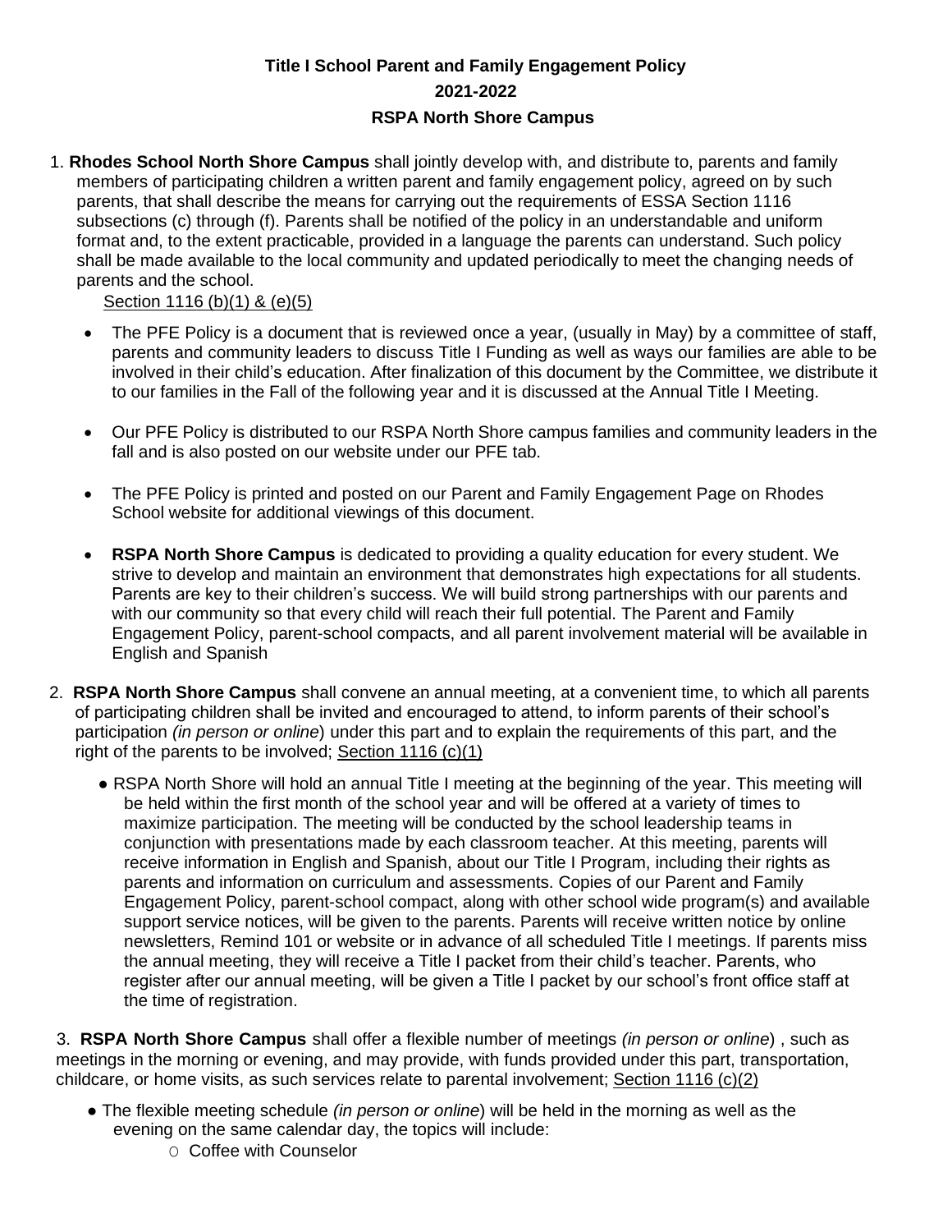**Title I School Parent and Family Engagement Policy**

**2021-2022**

**RSPA North Shore Campus**

1. **Rhodes School North Shore Campus** shall jointly develop with, and distribute to, parents and family members of participating children a written parent and family engagement policy, agreed on by such parents, that shall describe the means for carrying out the requirements of ESSA Section 1116 subsections (c) through (f). Parents shall be notified of the policy in an understandable and uniform format and, to the extent practicable, provided in a language the parents can understand. Such policy shall be made available to the local community and updated periodically to meet the changing needs of parents and the school.
   Section 1116 (b)(1) & (e)(5)

   - The PFE Policy is a document that is reviewed once a year, (usually in May) by a committee of staff, parents and community leaders to discuss Title I Funding as well as ways our families are able to be involved in their child's education. After finalization of this document by the Committee, we distribute it to our families in the Fall of the following year and it is discussed at the Annual Title I Meeting.

   - Our PFE Policy is distributed to our RSPA North Shore campus families and community leaders in the fall and is also posted on our website under our PFE tab.

   - The PFE Policy is printed and posted on our Parent and Family Engagement Page on Rhodes School website for additional viewings of this document.

   - **RSPA North Shore Campus** is dedicated to providing a quality education for every student. We strive to develop and maintain an environment that demonstrates high expectations for all students. Parents are key to their children's success. We will build strong partnerships with our parents and with our community so that every child will reach their full potential. The Parent and Family Engagement Policy, parent-school compacts, and all parent involvement material will be available in English and Spanish

2. **RSPA North Shore Campus** shall convene an annual meeting, at a convenient time, to which all parents of participating children shall be invited and encouraged to attend, to inform parents of their school's participation *(in person or online*) under this part and to explain the requirements of this part, and the right of the parents to be involved; Section 1116 (c)(1)

   - RSPA North Shore will hold an annual Title I meeting at the beginning of the year. This meeting will be held within the first month of the school year and will be offered at a variety of times to maximize participation. The meeting will be conducted by the school leadership teams in conjunction with presentations made by each classroom teacher. At this meeting, parents will receive information in English and Spanish, about our Title I Program, including their rights as parents and information on curriculum and assessments. Copies of our Parent and Family Engagement Policy, parent-school compact, along with other school wide program(s) and available support service notices, will be given to the parents. Parents will receive written notice by online newsletters, Remind 101 or website or in advance of all scheduled Title I meetings. If parents miss the annual meeting, they will receive a Title I packet from their child's teacher. Parents, who register after our annual meeting, will be given a Title I packet by our school's front office staff at the time of registration.

3. **RSPA North Shore Campus** shall offer a flexible number of meetings *(in person or online*) , such as meetings in the morning or evening, and may provide, with funds provided under this part, transportation, childcare, or home visits, as such services relate to parental involvement; Section 1116 (c)(2)

   - The flexible meeting schedule *(in person or online*) will be held in the morning as well as the evening on the same calendar day, the topics will include:
     - Coffee with Counselor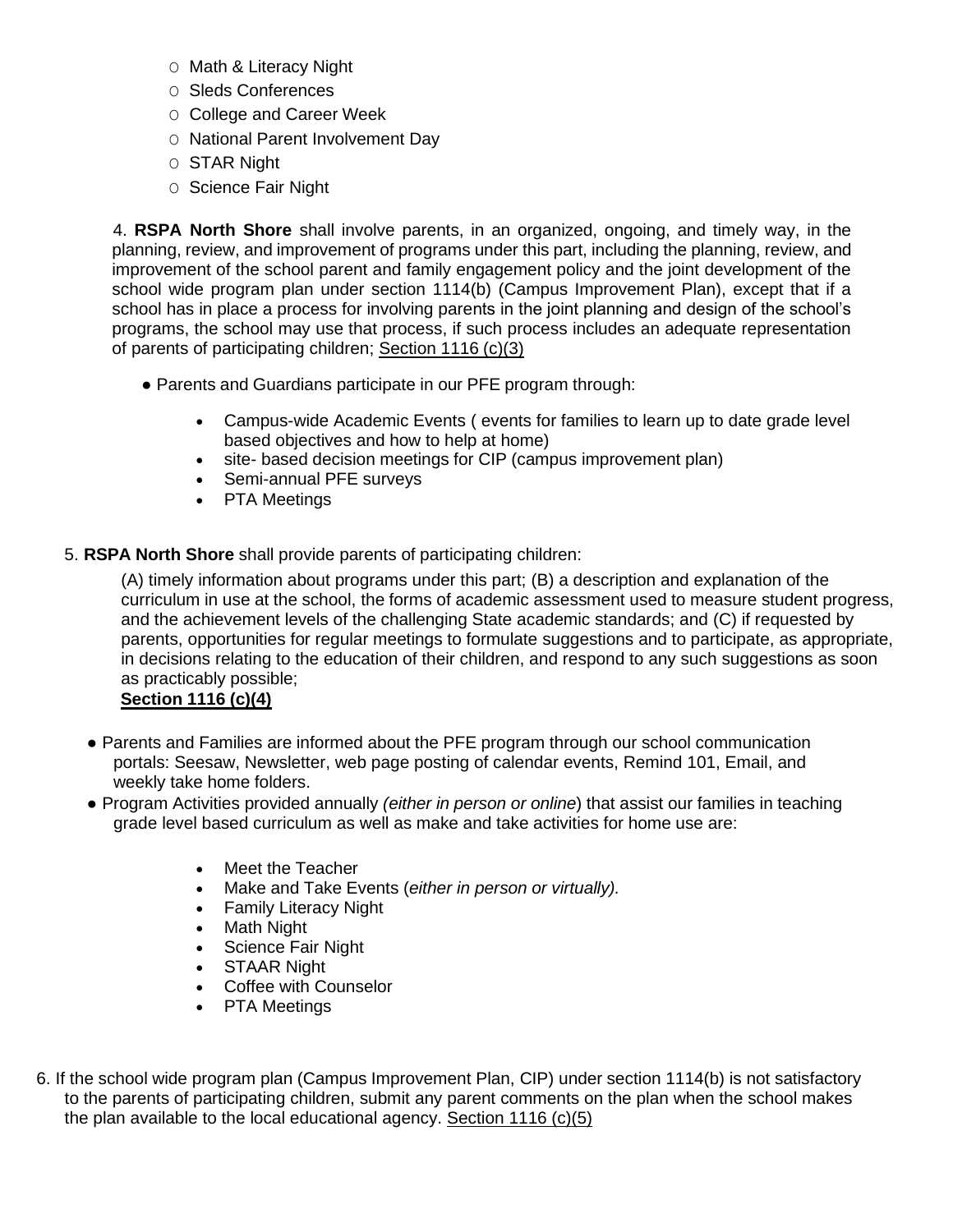- Math & Literacy Night
- Sleds Conferences
- College and Career Week
- National Parent Involvement Day
- STAR Night
- Science Fair Night

4. **RSPA North Shore** shall involve parents, in an organized, ongoing, and timely way, in the planning, review, and improvement of programs under this part, including the planning, review, and improvement of the school parent and family engagement policy and the joint development of the school wide program plan under section 1114(b) (Campus Improvement Plan), except that if a school has in place a process for involving parents in the joint planning and design of the school's programs, the school may use that process, if such process includes an adequate representation of parents of participating children; Section 1116 (c)(3)

- Parents and Guardians participate in our PFE program through:
  - Campus-wide Academic Events ( events for families to learn up to date grade level based objectives and how to help at home)
  - site- based decision meetings for CIP (campus improvement plan)
  - Semi-annual PFE surveys
  - PTA Meetings

5. **RSPA North Shore** shall provide parents of participating children:

(A) timely information about programs under this part; (B) a description and explanation of the curriculum in use at the school, the forms of academic assessment used to measure student progress, and the achievement levels of the challenging State academic standards; and (C) if requested by parents, opportunities for regular meetings to formulate suggestions and to participate, as appropriate, in decisions relating to the education of their children, and respond to any such suggestions as soon as practicably possible;
**Section 1116 (c)(4)**

- Parents and Families are informed about the PFE program through our school communication portals: Seesaw, Newsletter, web page posting of calendar events, Remind 101, Email, and weekly take home folders.
- Program Activities provided annually *(either in person or online*) that assist our families in teaching grade level based curriculum as well as make and take activities for home use are:
  - Meet the Teacher
  - Make and Take Events (*either in person or virtually).*
  - Family Literacy Night
  - Math Night
  - Science Fair Night
  - STAAR Night
  - Coffee with Counselor
  - PTA Meetings

6. If the school wide program plan (Campus Improvement Plan, CIP) under section 1114(b) is not satisfactory to the parents of participating children, submit any parent comments on the plan when the school makes the plan available to the local educational agency. Section 1116 (c)(5)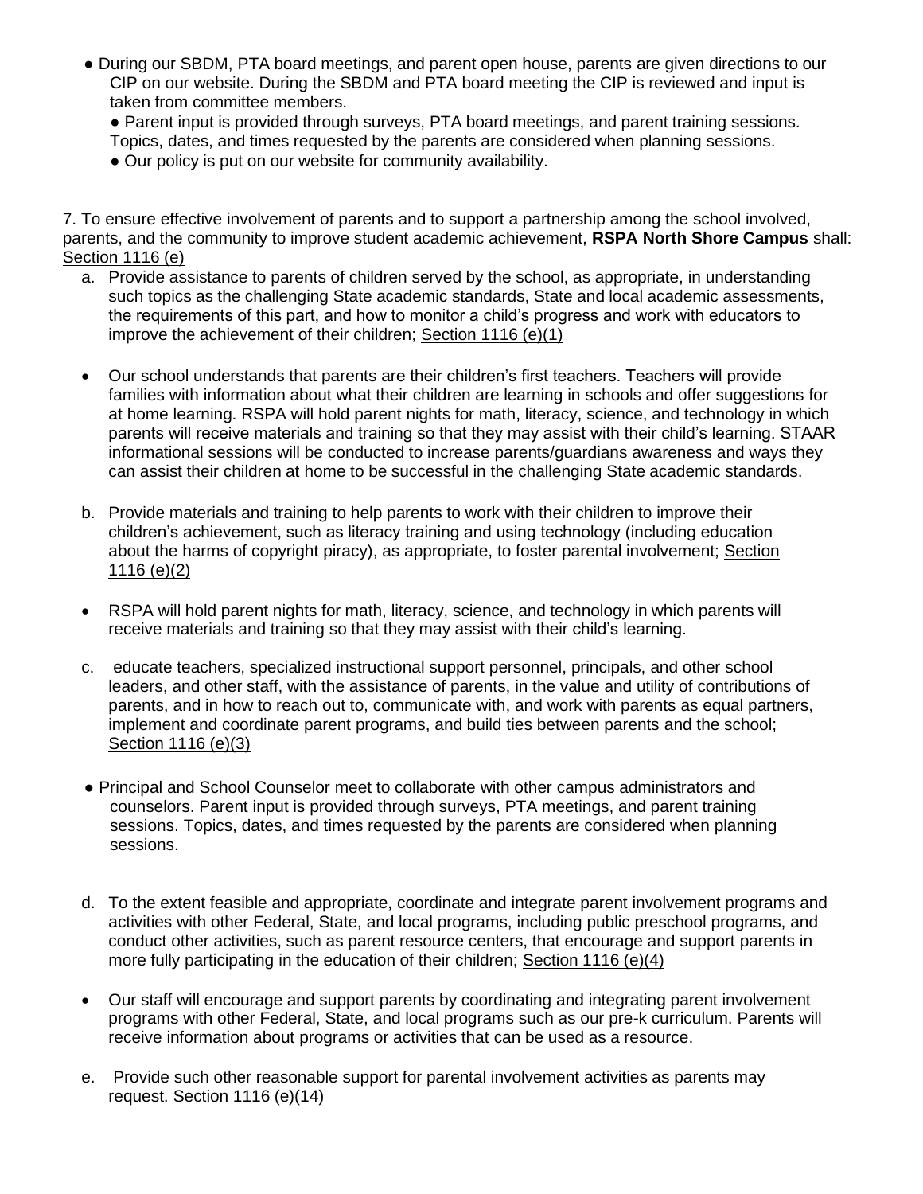- During our SBDM, PTA board meetings, and parent open house, parents are given directions to our CIP on our website. During the SBDM and PTA board meeting the CIP is reviewed and input is taken from committee members.
- Parent input is provided through surveys, PTA board meetings, and parent training sessions. Topics, dates, and times requested by the parents are considered when planning sessions.
- Our policy is put on our website for community availability.

7. To ensure effective involvement of parents and to support a partnership among the school involved, parents, and the community to improve student academic achievement, **RSPA North Shore Campus** shall: Section 1116 (e)

a. Provide assistance to parents of children served by the school, as appropriate, in understanding such topics as the challenging State academic standards, State and local academic assessments, the requirements of this part, and how to monitor a child's progress and work with educators to improve the achievement of their children; Section 1116 (e)(1)

- Our school understands that parents are their children's first teachers. Teachers will provide families with information about what their children are learning in schools and offer suggestions for at home learning. RSPA will hold parent nights for math, literacy, science, and technology in which parents will receive materials and training so that they may assist with their child's learning. STAAR informational sessions will be conducted to increase parents/guardians awareness and ways they can assist their children at home to be successful in the challenging State academic standards.

b. Provide materials and training to help parents to work with their children to improve their children's achievement, such as literacy training and using technology (including education about the harms of copyright piracy), as appropriate, to foster parental involvement; Section 1116 (e)(2)

- RSPA will hold parent nights for math, literacy, science, and technology in which parents will receive materials and training so that they may assist with their child's learning.

c. educate teachers, specialized instructional support personnel, principals, and other school leaders, and other staff, with the assistance of parents, in the value and utility of contributions of parents, and in how to reach out to, communicate with, and work with parents as equal partners, implement and coordinate parent programs, and build ties between parents and the school; Section 1116 (e)(3)

- Principal and School Counselor meet to collaborate with other campus administrators and counselors. Parent input is provided through surveys, PTA meetings, and parent training sessions. Topics, dates, and times requested by the parents are considered when planning sessions.

d. To the extent feasible and appropriate, coordinate and integrate parent involvement programs and activities with other Federal, State, and local programs, including public preschool programs, and conduct other activities, such as parent resource centers, that encourage and support parents in more fully participating in the education of their children; Section 1116 (e)(4)

- Our staff will encourage and support parents by coordinating and integrating parent involvement programs with other Federal, State, and local programs such as our pre-k curriculum. Parents will receive information about programs or activities that can be used as a resource.

e. Provide such other reasonable support for parental involvement activities as parents may request. Section 1116 (e)(14)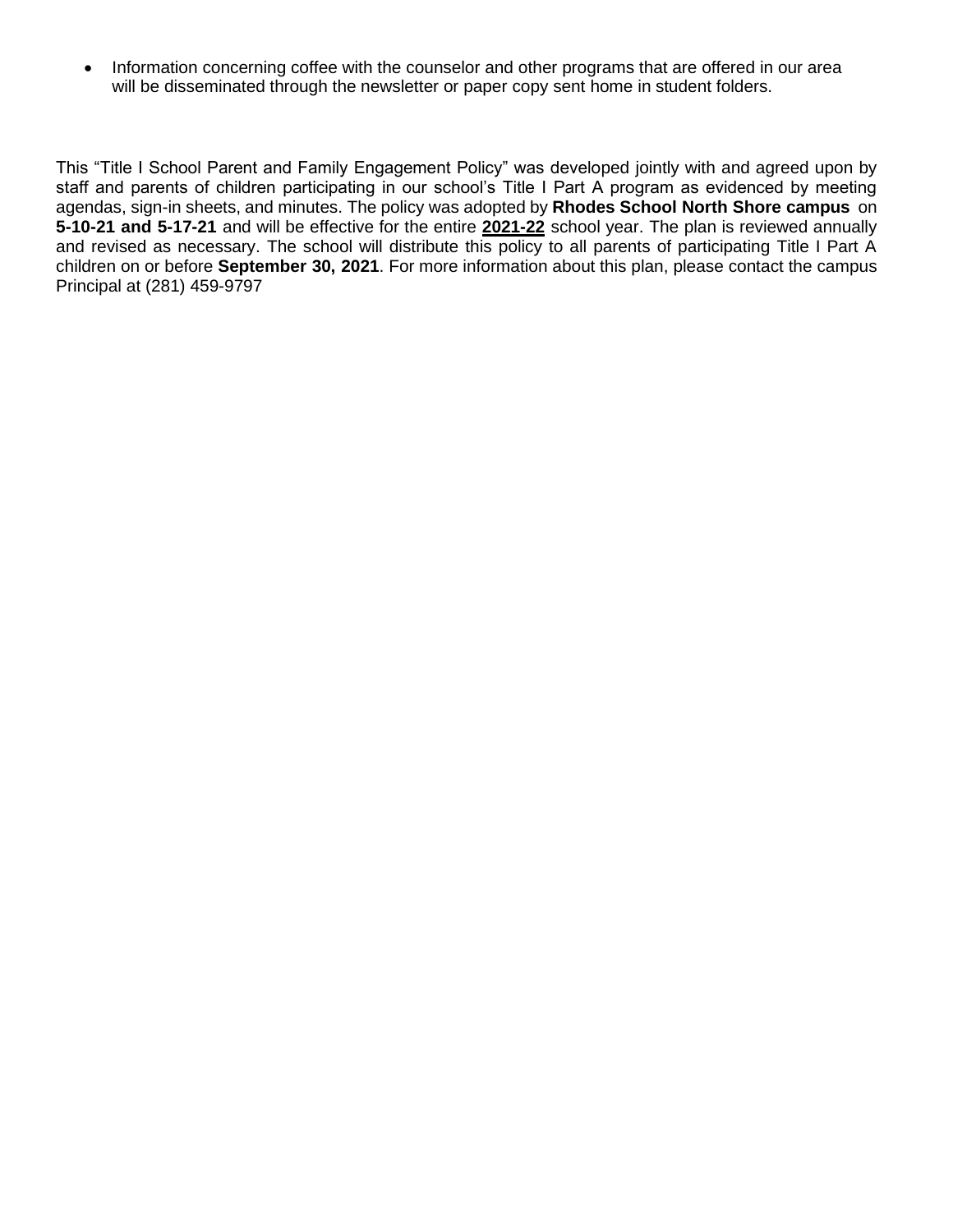- Information concerning coffee with the counselor and other programs that are offered in our area will be disseminated through the newsletter or paper copy sent home in student folders.

This "Title I School Parent and Family Engagement Policy" was developed jointly with and agreed upon by staff and parents of children participating in our school's Title I Part A program as evidenced by meeting agendas, sign-in sheets, and minutes. The policy was adopted by **Rhodes School North Shore campus** on **5-10-21 and 5-17-21** and will be effective for the entire **2021-22** school year. The plan is reviewed annually and revised as necessary. The school will distribute this policy to all parents of participating Title I Part A children on or before **September 30, 2021**. For more information about this plan, please contact the campus Principal at (281) 459-9797